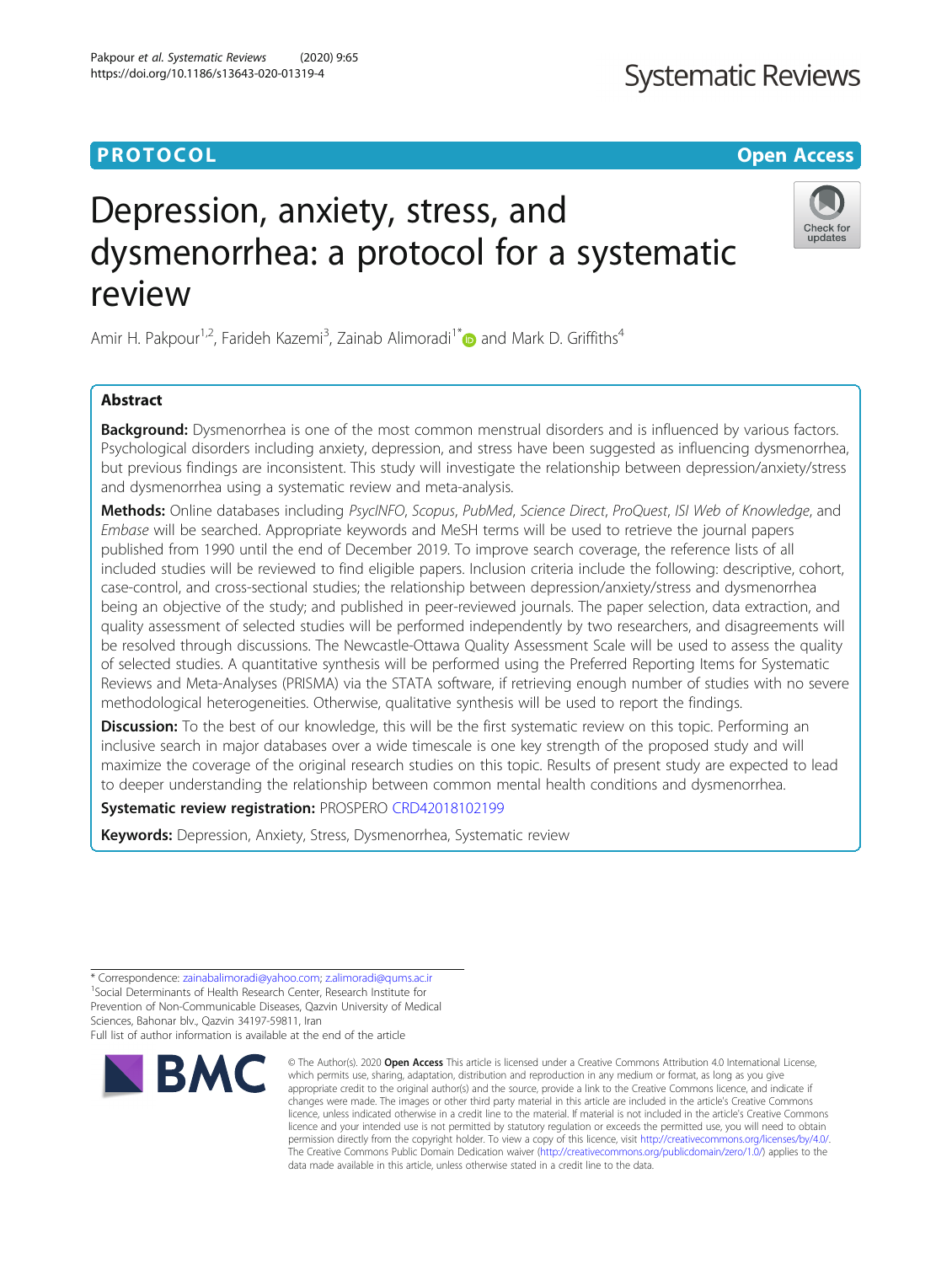PROTOCOL

Open Access

# Depression, anxiety, stress, and dysmenorrhea: a protocol for a systematic review

Amir H. Pakpour[1,2], Farideh Kazemi[3], Zainab Alimoradi[1*] and Mark D. Griffiths[4]

## Abstract

**Background:** Dysmenorrhea is one of the most common menstrual disorders and is influenced by various factors. Psychological disorders including anxiety, depression, and stress have been suggested as influencing dysmenorrhea, but previous findings are inconsistent. This study will investigate the relationship between depression/anxiety/stress and dysmenorrhea using a systematic review and meta-analysis.

**Methods:** Online databases including *PsycINFO*, *Scopus*, *PubMed*, *Science Direct*, *ProQuest*, *ISI Web of Knowledge*, and *Embase* will be searched. Appropriate keywords and MeSH terms will be used to retrieve the journal papers published from 1990 until the end of December 2019. To improve search coverage, the reference lists of all included studies will be reviewed to find eligible papers. Inclusion criteria include the following: descriptive, cohort, case-control, and cross-sectional studies; the relationship between depression/anxiety/stress and dysmenorrhea being an objective of the study; and published in peer-reviewed journals. The paper selection, data extraction, and quality assessment of selected studies will be performed independently by two researchers, and disagreements will be resolved through discussions. The Newcastle-Ottawa Quality Assessment Scale will be used to assess the quality of selected studies. A quantitative synthesis will be performed using the Preferred Reporting Items for Systematic Reviews and Meta-Analyses (PRISMA) via the STATA software, if retrieving enough number of studies with no severe methodological heterogeneities. Otherwise, qualitative synthesis will be used to report the findings.

**Discussion:** To the best of our knowledge, this will be the first systematic review on this topic. Performing an inclusive search in major databases over a wide timescale is one key strength of the proposed study and will maximize the coverage of the original research studies on this topic. Results of present study are expected to lead to deeper understanding the relationship between common mental health conditions and dysmenorrhea.

**Systematic review registration:** PROSPERO CRD42018102199

**Keywords:** Depression, Anxiety, Stress, Dysmenorrhea, Systematic review

\* Correspondence: zainabalimoradi@yahoo.com; z.alimoradi@qums.ac.ir
[1]Social Determinants of Health Research Center, Research Institute for Prevention of Non-Communicable Diseases, Qazvin University of Medical Sciences, Bahonar blv., Qazvin 34197-59811, Iran
Full list of author information is available at the end of the article

© The Author(s). 2020 **Open Access** This article is licensed under a Creative Commons Attribution 4.0 International License, which permits use, sharing, adaptation, distribution and reproduction in any medium or format, as long as you give appropriate credit to the original author(s) and the source, provide a link to the Creative Commons licence, and indicate if changes were made. The images or other third party material in this article are included in the article's Creative Commons licence, unless indicated otherwise in a credit line to the material. If material is not included in the article's Creative Commons licence and your intended use is not permitted by statutory regulation or exceeds the permitted use, you will need to obtain permission directly from the copyright holder. To view a copy of this licence, visit http://creativecommons.org/licenses/by/4.0/. The Creative Commons Public Domain Dedication waiver (http://creativecommons.org/publicdomain/zero/1.0/) applies to the data made available in this article, unless otherwise stated in a credit line to the data.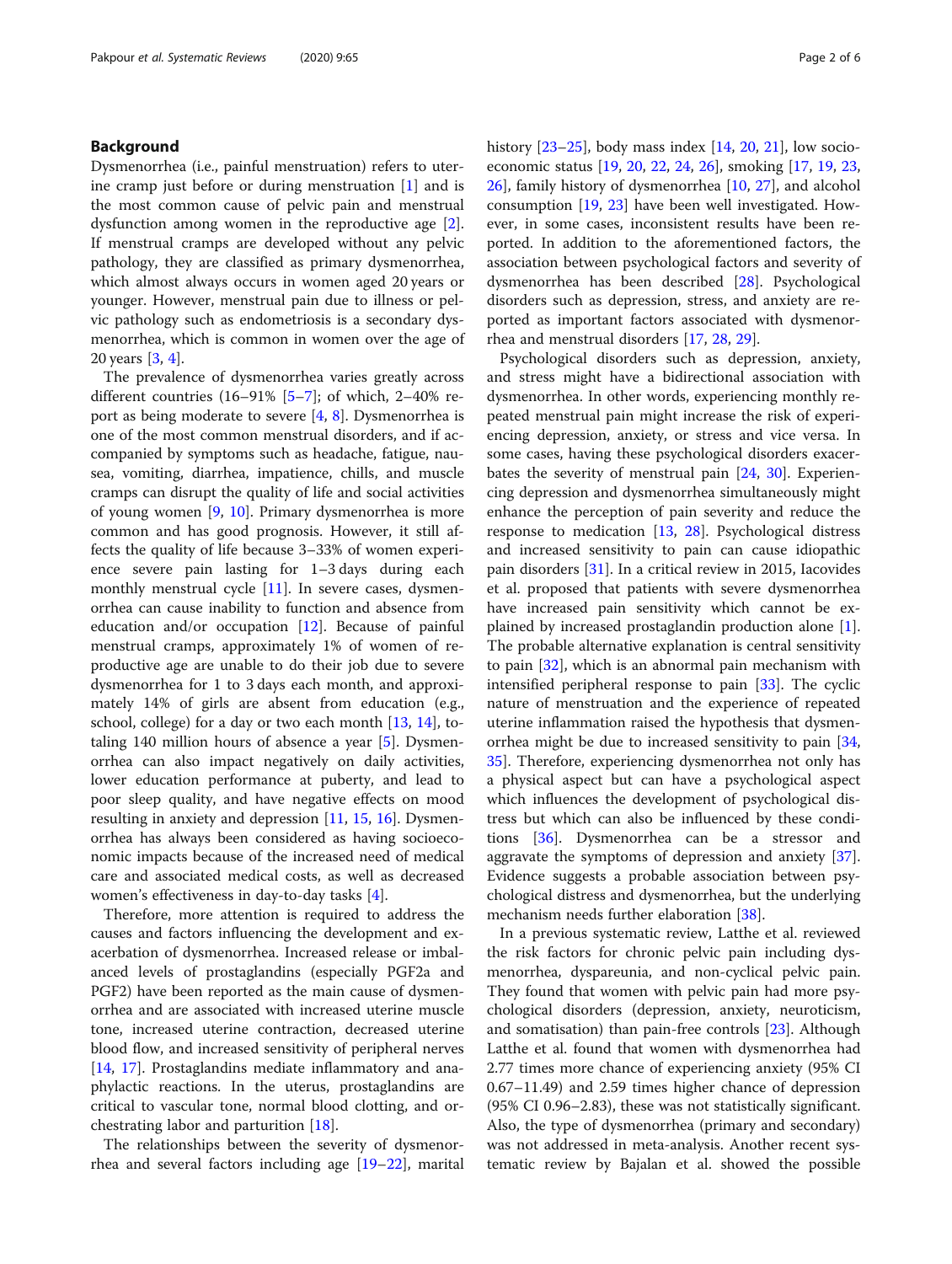## Background

Dysmenorrhea (i.e., painful menstruation) refers to uterine cramp just before or during menstruation [1] and is the most common cause of pelvic pain and menstrual dysfunction among women in the reproductive age [2]. If menstrual cramps are developed without any pelvic pathology, they are classified as primary dysmenorrhea, which almost always occurs in women aged 20 years or younger. However, menstrual pain due to illness or pelvic pathology such as endometriosis is a secondary dysmenorrhea, which is common in women over the age of 20 years [3, 4].

The prevalence of dysmenorrhea varies greatly across different countries (16–91% [5–7]; of which, 2–40% report as being moderate to severe [4, 8]. Dysmenorrhea is one of the most common menstrual disorders, and if accompanied by symptoms such as headache, fatigue, nausea, vomiting, diarrhea, impatience, chills, and muscle cramps can disrupt the quality of life and social activities of young women [9, 10]. Primary dysmenorrhea is more common and has good prognosis. However, it still affects the quality of life because 3–33% of women experience severe pain lasting for 1–3 days during each monthly menstrual cycle [11]. In severe cases, dysmenorrhea can cause inability to function and absence from education and/or occupation [12]. Because of painful menstrual cramps, approximately 1% of women of reproductive age are unable to do their job due to severe dysmenorrhea for 1 to 3 days each month, and approximately 14% of girls are absent from education (e.g., school, college) for a day or two each month [13, 14], totaling 140 million hours of absence a year [5]. Dysmenorrhea can also impact negatively on daily activities, lower education performance at puberty, and lead to poor sleep quality, and have negative effects on mood resulting in anxiety and depression [11, 15, 16]. Dysmenorrhea has always been considered as having socioeconomic impacts because of the increased need of medical care and associated medical costs, as well as decreased women's effectiveness in day-to-day tasks [4].

Therefore, more attention is required to address the causes and factors influencing the development and exacerbation of dysmenorrhea. Increased release or imbalanced levels of prostaglandins (especially PGF2a and PGF2) have been reported as the main cause of dysmenorrhea and are associated with increased uterine muscle tone, increased uterine contraction, decreased uterine blood flow, and increased sensitivity of peripheral nerves [14, 17]. Prostaglandins mediate inflammatory and anaphylactic reactions. In the uterus, prostaglandins are critical to vascular tone, normal blood clotting, and orchestrating labor and parturition [18].

The relationships between the severity of dysmenorrhea and several factors including age [19–22], marital history [23–25], body mass index [14, 20, 21], low socioeconomic status [19, 20, 22, 24, 26], smoking [17, 19, 23, 26], family history of dysmenorrhea [10, 27], and alcohol consumption [19, 23] have been well investigated. However, in some cases, inconsistent results have been reported. In addition to the aforementioned factors, the association between psychological factors and severity of dysmenorrhea has been described [28]. Psychological disorders such as depression, stress, and anxiety are reported as important factors associated with dysmenorrhea and menstrual disorders [17, 28, 29].

Psychological disorders such as depression, anxiety, and stress might have a bidirectional association with dysmenorrhea. In other words, experiencing monthly repeated menstrual pain might increase the risk of experiencing depression, anxiety, or stress and vice versa. In some cases, having these psychological disorders exacerbates the severity of menstrual pain [24, 30]. Experiencing depression and dysmenorrhea simultaneously might enhance the perception of pain severity and reduce the response to medication [13, 28]. Psychological distress and increased sensitivity to pain can cause idiopathic pain disorders [31]. In a critical review in 2015, Iacovides et al. proposed that patients with severe dysmenorrhea have increased pain sensitivity which cannot be explained by increased prostaglandin production alone [1]. The probable alternative explanation is central sensitivity to pain [32], which is an abnormal pain mechanism with intensified peripheral response to pain [33]. The cyclic nature of menstruation and the experience of repeated uterine inflammation raised the hypothesis that dysmenorrhea might be due to increased sensitivity to pain [34, 35]. Therefore, experiencing dysmenorrhea not only has a physical aspect but can have a psychological aspect which influences the development of psychological distress but which can also be influenced by these conditions [36]. Dysmenorrhea can be a stressor and aggravate the symptoms of depression and anxiety [37]. Evidence suggests a probable association between psychological distress and dysmenorrhea, but the underlying mechanism needs further elaboration [38].

In a previous systematic review, Latthe et al. reviewed the risk factors for chronic pelvic pain including dysmenorrhea, dyspareunia, and non-cyclical pelvic pain. They found that women with pelvic pain had more psychological disorders (depression, anxiety, neuroticism, and somatisation) than pain-free controls [23]. Although Latthe et al. found that women with dysmenorrhea had 2.77 times more chance of experiencing anxiety (95% CI 0.67–11.49) and 2.59 times higher chance of depression (95% CI 0.96–2.83), these was not statistically significant. Also, the type of dysmenorrhea (primary and secondary) was not addressed in meta-analysis. Another recent systematic review by Bajalan et al. showed the possible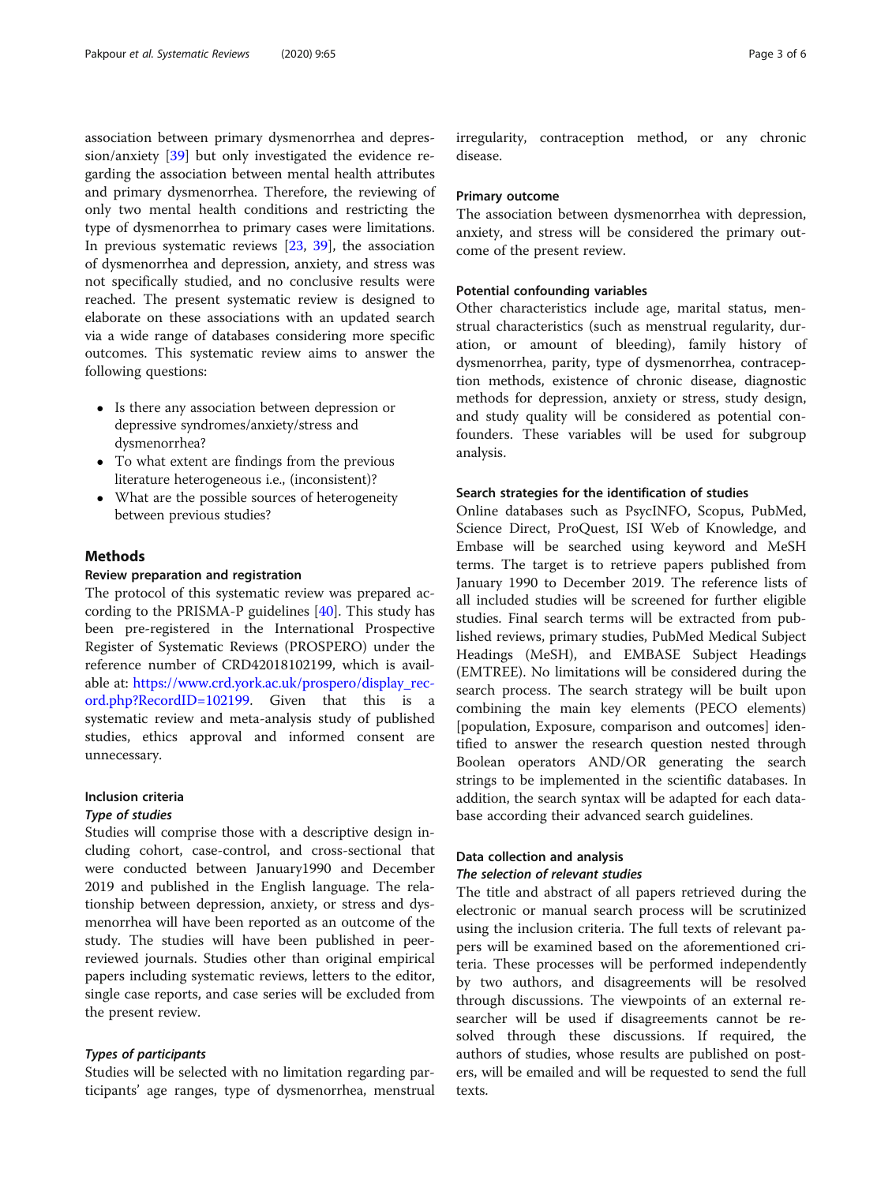association between primary dysmenorrhea and depression/anxiety [39] but only investigated the evidence regarding the association between mental health attributes and primary dysmenorrhea. Therefore, the reviewing of only two mental health conditions and restricting the type of dysmenorrhea to primary cases were limitations. In previous systematic reviews [23, 39], the association of dysmenorrhea and depression, anxiety, and stress was not specifically studied, and no conclusive results were reached. The present systematic review is designed to elaborate on these associations with an updated search via a wide range of databases considering more specific outcomes. This systematic review aims to answer the following questions:

- Is there any association between depression or depressive syndromes/anxiety/stress and dysmenorrhea?
- To what extent are findings from the previous literature heterogeneous i.e., (inconsistent)?
- What are the possible sources of heterogeneity between previous studies?

## Methods

### Review preparation and registration

The protocol of this systematic review was prepared according to the PRISMA-P guidelines [40]. This study has been pre-registered in the International Prospective Register of Systematic Reviews (PROSPERO) under the reference number of CRD42018102199, which is available at: https://www.crd.york.ac.uk/prospero/display_record.php?RecordID=102199. Given that this is a systematic review and meta-analysis study of published studies, ethics approval and informed consent are unnecessary.

### Inclusion criteria

#### *Type of studies*

Studies will comprise those with a descriptive design including cohort, case-control, and cross-sectional that were conducted between January1990 and December 2019 and published in the English language. The relationship between depression, anxiety, or stress and dysmenorrhea will have been reported as an outcome of the study. The studies will have been published in peer-reviewed journals. Studies other than original empirical papers including systematic reviews, letters to the editor, single case reports, and case series will be excluded from the present review.

#### *Types of participants*

Studies will be selected with no limitation regarding participants' age ranges, type of dysmenorrhea, menstrual irregularity, contraception method, or any chronic disease.

### Primary outcome

The association between dysmenorrhea with depression, anxiety, and stress will be considered the primary outcome of the present review.

### Potential confounding variables

Other characteristics include age, marital status, menstrual characteristics (such as menstrual regularity, duration, or amount of bleeding), family history of dysmenorrhea, parity, type of dysmenorrhea, contraception methods, existence of chronic disease, diagnostic methods for depression, anxiety or stress, study design, and study quality will be considered as potential confounders. These variables will be used for subgroup analysis.

### Search strategies for the identification of studies

Online databases such as PsycINFO, Scopus, PubMed, Science Direct, ProQuest, ISI Web of Knowledge, and Embase will be searched using keyword and MeSH terms. The target is to retrieve papers published from January 1990 to December 2019. The reference lists of all included studies will be screened for further eligible studies. Final search terms will be extracted from published reviews, primary studies, PubMed Medical Subject Headings (MeSH), and EMBASE Subject Headings (EMTREE). No limitations will be considered during the search process. The search strategy will be built upon combining the main key elements (PECO elements) [population, Exposure, comparison and outcomes] identified to answer the research question nested through Boolean operators AND/OR generating the search strings to be implemented in the scientific databases. In addition, the search syntax will be adapted for each database according their advanced search guidelines.

### Data collection and analysis

#### *The selection of relevant studies*

The title and abstract of all papers retrieved during the electronic or manual search process will be scrutinized using the inclusion criteria. The full texts of relevant papers will be examined based on the aforementioned criteria. These processes will be performed independently by two authors, and disagreements will be resolved through discussions. The viewpoints of an external researcher will be used if disagreements cannot be resolved through these discussions. If required, the authors of studies, whose results are published on posters, will be emailed and will be requested to send the full texts.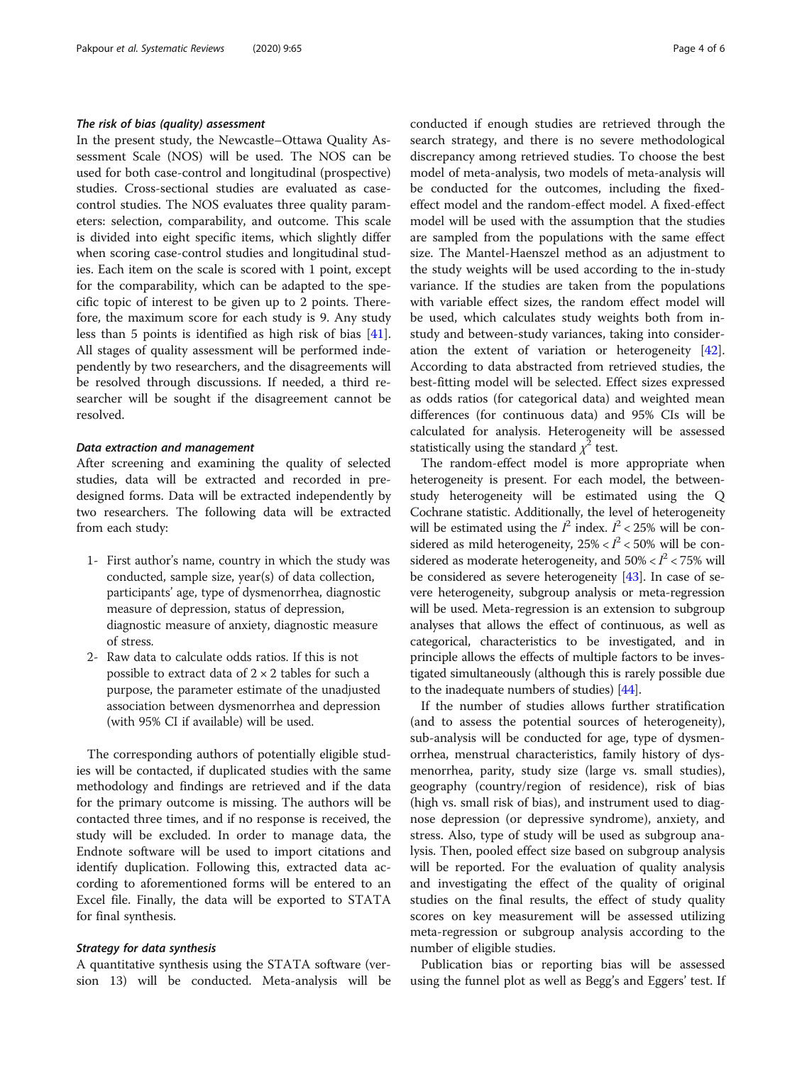#### *The risk of bias (quality) assessment*

In the present study, the Newcastle–Ottawa Quality Assessment Scale (NOS) will be used. The NOS can be used for both case-control and longitudinal (prospective) studies. Cross-sectional studies are evaluated as case-control studies. The NOS evaluates three quality parameters: selection, comparability, and outcome. This scale is divided into eight specific items, which slightly differ when scoring case-control studies and longitudinal studies. Each item on the scale is scored with 1 point, except for the comparability, which can be adapted to the specific topic of interest to be given up to 2 points. Therefore, the maximum score for each study is 9. Any study less than 5 points is identified as high risk of bias [41]. All stages of quality assessment will be performed independently by two researchers, and the disagreements will be resolved through discussions. If needed, a third researcher will be sought if the disagreement cannot be resolved.

#### *Data extraction and management*

After screening and examining the quality of selected studies, data will be extracted and recorded in predesigned forms. Data will be extracted independently by two researchers. The following data will be extracted from each study:

1- First author's name, country in which the study was conducted, sample size, year(s) of data collection, participants' age, type of dysmenorrhea, diagnostic measure of depression, status of depression, diagnostic measure of anxiety, diagnostic measure of stress.

2- Raw data to calculate odds ratios. If this is not possible to extract data of 2 × 2 tables for such a purpose, the parameter estimate of the unadjusted association between dysmenorrhea and depression (with 95% CI if available) will be used.

The corresponding authors of potentially eligible studies will be contacted, if duplicated studies with the same methodology and findings are retrieved and if the data for the primary outcome is missing. The authors will be contacted three times, and if no response is received, the study will be excluded. In order to manage data, the Endnote software will be used to import citations and identify duplication. Following this, extracted data according to aforementioned forms will be entered to an Excel file. Finally, the data will be exported to STATA for final synthesis.

#### *Strategy for data synthesis*

A quantitative synthesis using the STATA software (version 13) will be conducted. Meta-analysis will be conducted if enough studies are retrieved through the search strategy, and there is no severe methodological discrepancy among retrieved studies. To choose the best model of meta-analysis, two models of meta-analysis will be conducted for the outcomes, including the fixed-effect model and the random-effect model. A fixed-effect model will be used with the assumption that the studies are sampled from the populations with the same effect size. The Mantel-Haenszel method as an adjustment to the study weights will be used according to the in-study variance. If the studies are taken from the populations with variable effect sizes, the random effect model will be used, which calculates study weights both from in-study and between-study variances, taking into consideration the extent of variation or heterogeneity [42]. According to data abstracted from retrieved studies, the best-fitting model will be selected. Effect sizes expressed as odds ratios (for categorical data) and weighted mean differences (for continuous data) and 95% CIs will be calculated for analysis. Heterogeneity will be assessed statistically using the standard $\chi^2$ test.

The random-effect model is more appropriate when heterogeneity is present. For each model, the between-study heterogeneity will be estimated using the Q Cochrane statistic. Additionally, the level of heterogeneity will be estimated using the $I^2$ index. $I^2 < 25\%$ will be considered as mild heterogeneity, $25\% < I^2 < 50\%$ will be considered as moderate heterogeneity, and $50\% < I^2 < 75\%$ will be considered as severe heterogeneity [43]. In case of severe heterogeneity, subgroup analysis or meta-regression will be used. Meta-regression is an extension to subgroup analyses that allows the effect of continuous, as well as categorical, characteristics to be investigated, and in principle allows the effects of multiple factors to be investigated simultaneously (although this is rarely possible due to the inadequate numbers of studies) [44].

If the number of studies allows further stratification (and to assess the potential sources of heterogeneity), sub-analysis will be conducted for age, type of dysmenorrhea, menstrual characteristics, family history of dysmenorrhea, parity, study size (large vs. small studies), geography (country/region of residence), risk of bias (high vs. small risk of bias), and instrument used to diagnose depression (or depressive syndrome), anxiety, and stress. Also, type of study will be used as subgroup analysis. Then, pooled effect size based on subgroup analysis will be reported. For the evaluation of quality analysis and investigating the effect of the quality of original studies on the final results, the effect of study quality scores on key measurement will be assessed utilizing meta-regression or subgroup analysis according to the number of eligible studies.

Publication bias or reporting bias will be assessed using the funnel plot as well as Begg's and Eggers' test. If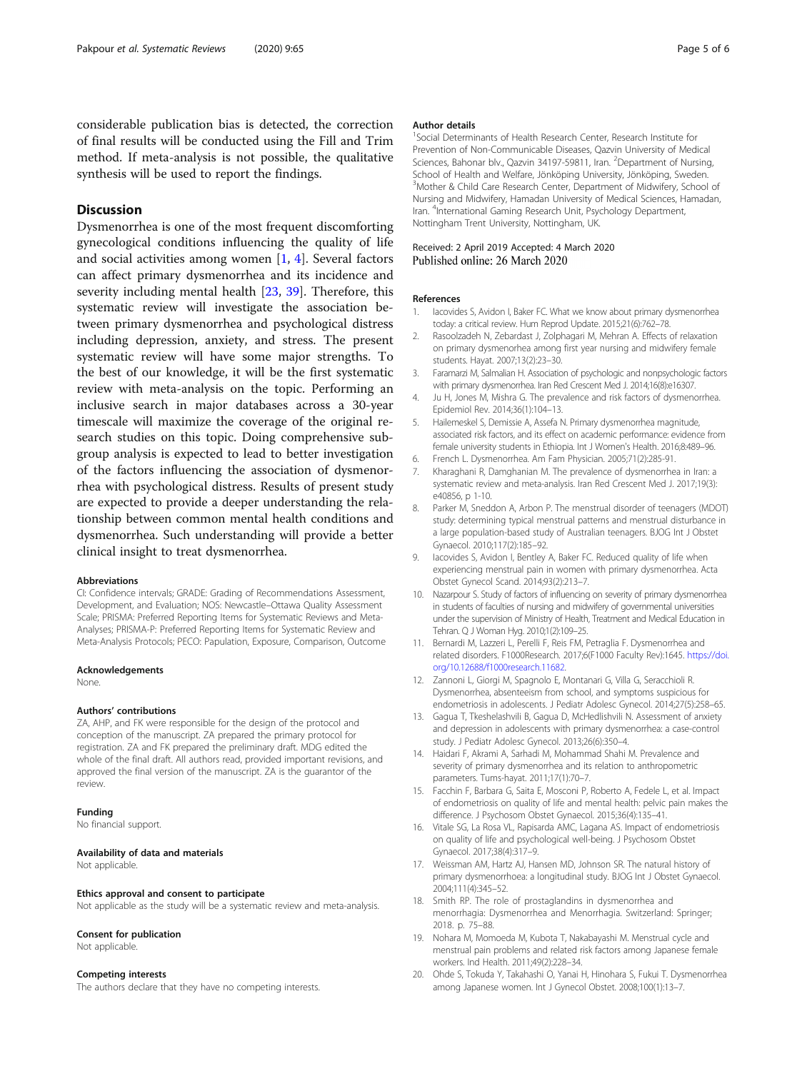considerable publication bias is detected, the correction of final results will be conducted using the Fill and Trim method. If meta-analysis is not possible, the qualitative synthesis will be used to report the findings.

## Discussion

Dysmenorrhea is one of the most frequent discomforting gynecological conditions influencing the quality of life and social activities among women [1, 4]. Several factors can affect primary dysmenorrhea and its incidence and severity including mental health [23, 39]. Therefore, this systematic review will investigate the association between primary dysmenorrhea and psychological distress including depression, anxiety, and stress. The present systematic review will have some major strengths. To the best of our knowledge, it will be the first systematic review with meta-analysis on the topic. Performing an inclusive search in major databases across a 30-year timescale will maximize the coverage of the original research studies on this topic. Doing comprehensive subgroup analysis is expected to lead to better investigation of the factors influencing the association of dysmenorrhea with psychological distress. Results of present study are expected to provide a deeper understanding the relationship between common mental health conditions and dysmenorrhea. Such understanding will provide a better clinical insight to treat dysmenorrhea.

### Abbreviations

CI: Confidence intervals; GRADE: Grading of Recommendations Assessment, Development, and Evaluation; NOS: Newcastle–Ottawa Quality Assessment Scale; PRISMA: Preferred Reporting Items for Systematic Reviews and Meta-Analyses; PRISMA-P: Preferred Reporting Items for Systematic Review and Meta-Analysis Protocols; PECO: Papulation, Exposure, Comparison, Outcome

### Acknowledgements

None.

### Authors' contributions

ZA, AHP, and FK were responsible for the design of the protocol and conception of the manuscript. ZA prepared the primary protocol for registration. ZA and FK prepared the preliminary draft. MDG edited the whole of the final draft. All authors read, provided important revisions, and approved the final version of the manuscript. ZA is the guarantor of the review.

### Funding

No financial support.

### Availability of data and materials

Not applicable.

### Ethics approval and consent to participate

Not applicable as the study will be a systematic review and meta-analysis.

### Consent for publication

Not applicable.

### Competing interests

The authors declare that they have no competing interests.

### Author details

[1]Social Determinants of Health Research Center, Research Institute for Prevention of Non-Communicable Diseases, Qazvin University of Medical Sciences, Bahonar blv., Qazvin 34197-59811, Iran. [2]Department of Nursing, School of Health and Welfare, Jönköping University, Jönköping, Sweden. [3]Mother & Child Care Research Center, Department of Midwifery, School of Nursing and Midwifery, Hamadan University of Medical Sciences, Hamadan, Iran. [4]International Gaming Research Unit, Psychology Department, Nottingham Trent University, Nottingham, UK.

Received: 2 April 2019 Accepted: 4 March 2020
Published online: 26 March 2020

### References

1. Iacovides S, Avidon I, Baker FC. What we know about primary dysmenorrhea today: a critical review. Hum Reprod Update. 2015;21(6):762–78.
2. Rasoolzadeh N, Zebardast J, Zolphagari M, Mehran A. Effects of relaxation on primary dysmenorhea among first year nursing and midwifery female students. Hayat. 2007;13(2):23–30.
3. Faramarzi M, Salmalian H. Association of psychologic and nonpsychologic factors with primary dysmenorrhea. Iran Red Crescent Med J. 2014;16(8):e16307.
4. Ju H, Jones M, Mishra G. The prevalence and risk factors of dysmenorrhea. Epidemiol Rev. 2014;36(1):104–13.
5. Hailemeskel S, Demissie A, Assefa N. Primary dysmenorrhea magnitude, associated risk factors, and its effect on academic performance: evidence from female university students in Ethiopia. Int J Women's Health. 2016;8:489–96.
6. French L. Dysmenorrhea. Am Fam Physician. 2005;71(2):285-91.
7. Kharaghani R, Damghanian M. The prevalence of dysmenorrhea in Iran: a systematic review and meta-analysis. Iran Red Crescent Med J. 2017;19(3): e40856, p 1-10.
8. Parker M, Sneddon A, Arbon P. The menstrual disorder of teenagers (MDOT) study: determining typical menstrual patterns and menstrual disturbance in a large population-based study of Australian teenagers. BJOG Int J Obstet Gynaecol. 2010;117(2):185–92.
9. Iacovides S, Avidon I, Bentley A, Baker FC. Reduced quality of life when experiencing menstrual pain in women with primary dysmenorrhea. Acta Obstet Gynecol Scand. 2014;93(2):213–7.
10. Nazarpour S. Study of factors of influencing on severity of primary dysmenorrhea in students of faculties of nursing and midwifery of governmental universities under the supervision of Ministry of Health, Treatment and Medical Education in Tehran. Q J Woman Hyg. 2010;1(2):109–25.
11. Bernardi M, Lazzeri L, Perelli F, Reis FM, Petraglia F. Dysmenorrhea and related disorders. F1000Research. 2017;6(F1000 Faculty Rev):1645. https://doi.org/10.12688/f1000research.11682.
12. Zannoni L, Giorgi M, Spagnolo E, Montanari G, Villa G, Seracchioli R. Dysmenorrhea, absenteeism from school, and symptoms suspicious for endometriosis in adolescents. J Pediatr Adolesc Gynecol. 2014;27(5):258–65.
13. Gagua T, Tkeshelashvili B, Gagua D, McHedlishvili N. Assessment of anxiety and depression in adolescents with primary dysmenorrhea: a case-control study. J Pediatr Adolesc Gynecol. 2013;26(6):350–4.
14. Haidari F, Akrami A, Sarhadi M, Mohammad Shahi M. Prevalence and severity of primary dysmenorrhea and its relation to anthropometric parameters. Tums-hayat. 2011;17(1):70–7.
15. Facchin F, Barbara G, Saita E, Mosconi P, Roberto A, Fedele L, et al. Impact of endometriosis on quality of life and mental health: pelvic pain makes the difference. J Psychosom Obstet Gynaecol. 2015;36(4):135–41.
16. Vitale SG, La Rosa VL, Rapisarda AMC, Lagana AS. Impact of endometriosis on quality of life and psychological well-being. J Psychosom Obstet Gynaecol. 2017;38(4):317–9.
17. Weissman AM, Hartz AJ, Hansen MD, Johnson SR. The natural history of primary dysmenorrhoea: a longitudinal study. BJOG Int J Obstet Gynaecol. 2004;111(4):345–52.
18. Smith RP. The role of prostaglandins in dysmenorrhea and menorrhagia: Dysmenorrhea and Menorrhagia. Switzerland: Springer; 2018. p. 75–88.
19. Nohara M, Momoeda M, Kubota T, Nakabayashi M. Menstrual cycle and menstrual pain problems and related risk factors among Japanese female workers. Ind Health. 2011;49(2):228–34.
20. Ohde S, Tokuda Y, Takahashi O, Yanai H, Hinohara S, Fukui T. Dysmenorrhea among Japanese women. Int J Gynecol Obstet. 2008;100(1):13–7.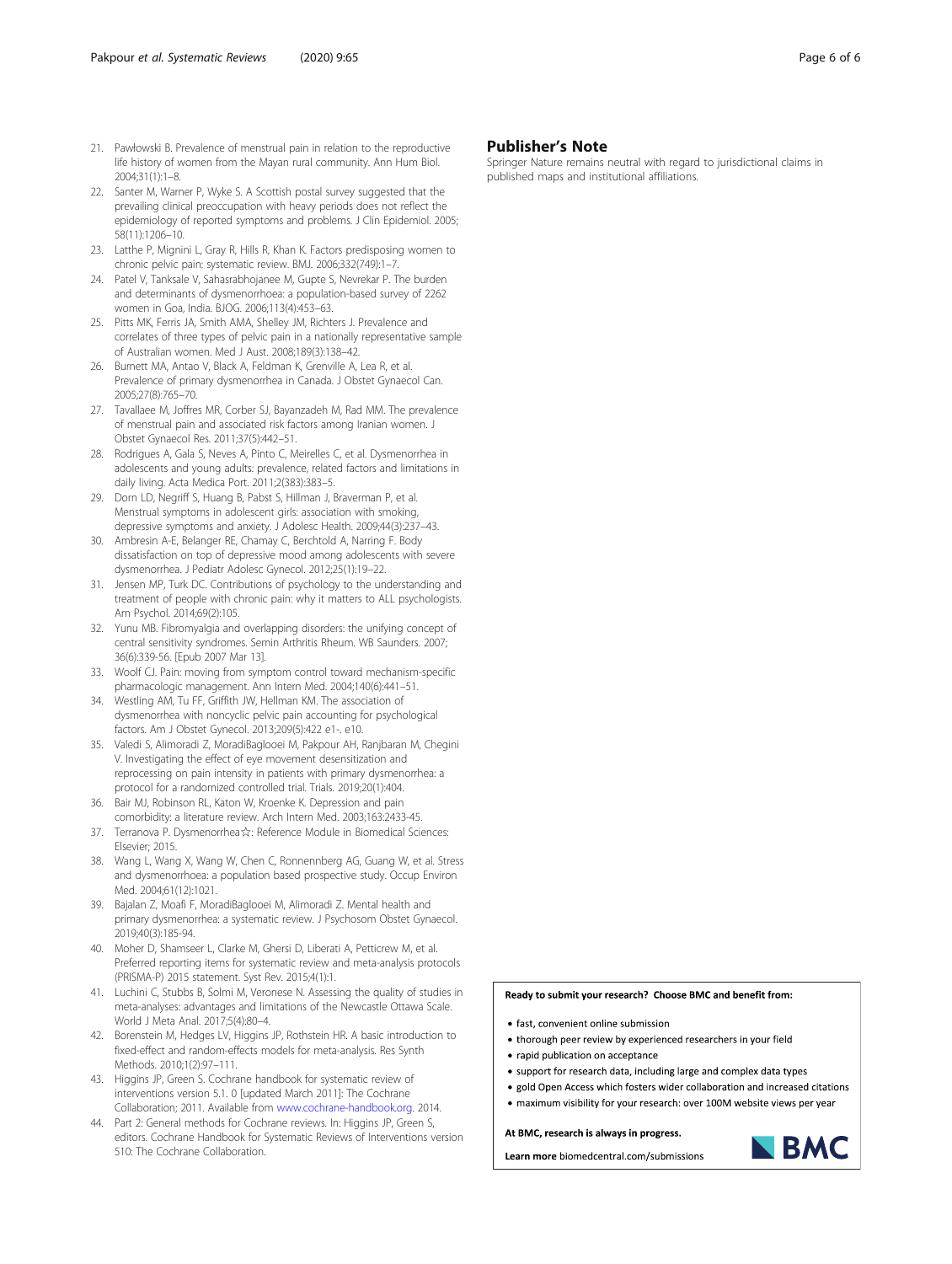21. Pawłowski B. Prevalence of menstrual pain in relation to the reproductive life history of women from the Mayan rural community. Ann Hum Biol. 2004;31(1):1–8.
22. Santer M, Warner P, Wyke S. A Scottish postal survey suggested that the prevailing clinical preoccupation with heavy periods does not reflect the epidemiology of reported symptoms and problems. J Clin Epidemiol. 2005; 58(11):1206–10.
23. Latthe P, Mignini L, Gray R, Hills R, Khan K. Factors predisposing women to chronic pelvic pain: systematic review. BMJ. 2006;332(749):1–7.
24. Patel V, Tanksale V, Sahasrabhojanee M, Gupte S, Nevrekar P. The burden and determinants of dysmenorrhoea: a population-based survey of 2262 women in Goa, India. BJOG. 2006;113(4):453–63.
25. Pitts MK, Ferris JA, Smith AMA, Shelley JM, Richters J. Prevalence and correlates of three types of pelvic pain in a nationally representative sample of Australian women. Med J Aust. 2008;189(3):138–42.
26. Burnett MA, Antao V, Black A, Feldman K, Grenville A, Lea R, et al. Prevalence of primary dysmenorrhea in Canada. J Obstet Gynaecol Can. 2005;27(8):765–70.
27. Tavallaee M, Joffres MR, Corber SJ, Bayanzadeh M, Rad MM. The prevalence of menstrual pain and associated risk factors among Iranian women. J Obstet Gynaecol Res. 2011;37(5):442–51.
28. Rodrigues A, Gala S, Neves A, Pinto C, Meirelles C, et al. Dysmenorrhea in adolescents and young adults: prevalence, related factors and limitations in daily living. Acta Medica Port. 2011;2(383):383–5.
29. Dorn LD, Negriff S, Huang B, Pabst S, Hillman J, Braverman P, et al. Menstrual symptoms in adolescent girls: association with smoking, depressive symptoms and anxiety. J Adolesc Health. 2009;44(3):237–43.
30. Ambresin A-E, Belanger RE, Chamay C, Berchtold A, Narring F. Body dissatisfaction on top of depressive mood among adolescents with severe dysmenorrhea. J Pediatr Adolesc Gynecol. 2012;25(1):19–22.
31. Jensen MP, Turk DC. Contributions of psychology to the understanding and treatment of people with chronic pain: why it matters to ALL psychologists. Am Psychol. 2014;69(2):105.
32. Yunu MB. Fibromyalgia and overlapping disorders: the unifying concept of central sensitivity syndromes. Semin Arthritis Rheum. WB Saunders. 2007; 36(6):339-56. [Epub 2007 Mar 13].
33. Woolf CJ. Pain: moving from symptom control toward mechanism-specific pharmacologic management. Ann Intern Med. 2004;140(6):441–51.
34. Westling AM, Tu FF, Griffith JW, Hellman KM. The association of dysmenorrhea with noncyclic pelvic pain accounting for psychological factors. Am J Obstet Gynecol. 2013;209(5):422 e1-. e10.
35. Valedi S, Alimoradi Z, MoradiBaglooei M, Pakpour AH, Ranjbaran M, Chegini V. Investigating the effect of eye movement desensitization and reprocessing on pain intensity in patients with primary dysmenorrhea: a protocol for a randomized controlled trial. Trials. 2019;20(1):404.
36. Bair MJ, Robinson RL, Katon W, Kroenke K. Depression and pain comorbidity: a literature review. Arch Intern Med. 2003;163:2433-45.
37. Terranova P. Dysmenorrhea☆: Reference Module in Biomedical Sciences: Elsevier; 2015.
38. Wang L, Wang X, Wang W, Chen C, Ronnennberg AG, Guang W, et al. Stress and dysmenorrhoea: a population based prospective study. Occup Environ Med. 2004;61(12):1021.
39. Bajalan Z, Moafi F, MoradiBaglooei M, Alimoradi Z. Mental health and primary dysmenorrhea: a systematic review. J Psychosom Obstet Gynaecol. 2019;40(3):185-94.
40. Moher D, Shamseer L, Clarke M, Ghersi D, Liberati A, Petticrew M, et al. Preferred reporting items for systematic review and meta-analysis protocols (PRISMA-P) 2015 statement. Syst Rev. 2015;4(1):1.
41. Luchini C, Stubbs B, Solmi M, Veronese N. Assessing the quality of studies in meta-analyses: advantages and limitations of the Newcastle Ottawa Scale. World J Meta Anal. 2017;5(4):80–4.
42. Borenstein M, Hedges LV, Higgins JP, Rothstein HR. A basic introduction to fixed-effect and random-effects models for meta-analysis. Res Synth Methods. 2010;1(2):97–111.
43. Higgins JP, Green S. Cochrane handbook for systematic review of interventions version 5.1. 0 [updated March 2011]: The Cochrane Collaboration; 2011. Available from www.cochrane-handbook.org. 2014.
44. Part 2: General methods for Cochrane reviews. In: Higgins JP, Green S, editors. Cochrane Handbook for Systematic Reviews of Interventions version 510: The Cochrane Collaboration.

## Publisher's Note

Springer Nature remains neutral with regard to jurisdictional claims in published maps and institutional affiliations.

**Ready to submit your research? Choose BMC and benefit from:**

- fast, convenient online submission
- thorough peer review by experienced researchers in your field
- rapid publication on acceptance
- support for research data, including large and complex data types
- gold Open Access which fosters wider collaboration and increased citations
- maximum visibility for your research: over 100M website views per year

**At BMC, research is always in progress.**

**Learn more** biomedcentral.com/submissions

BMC